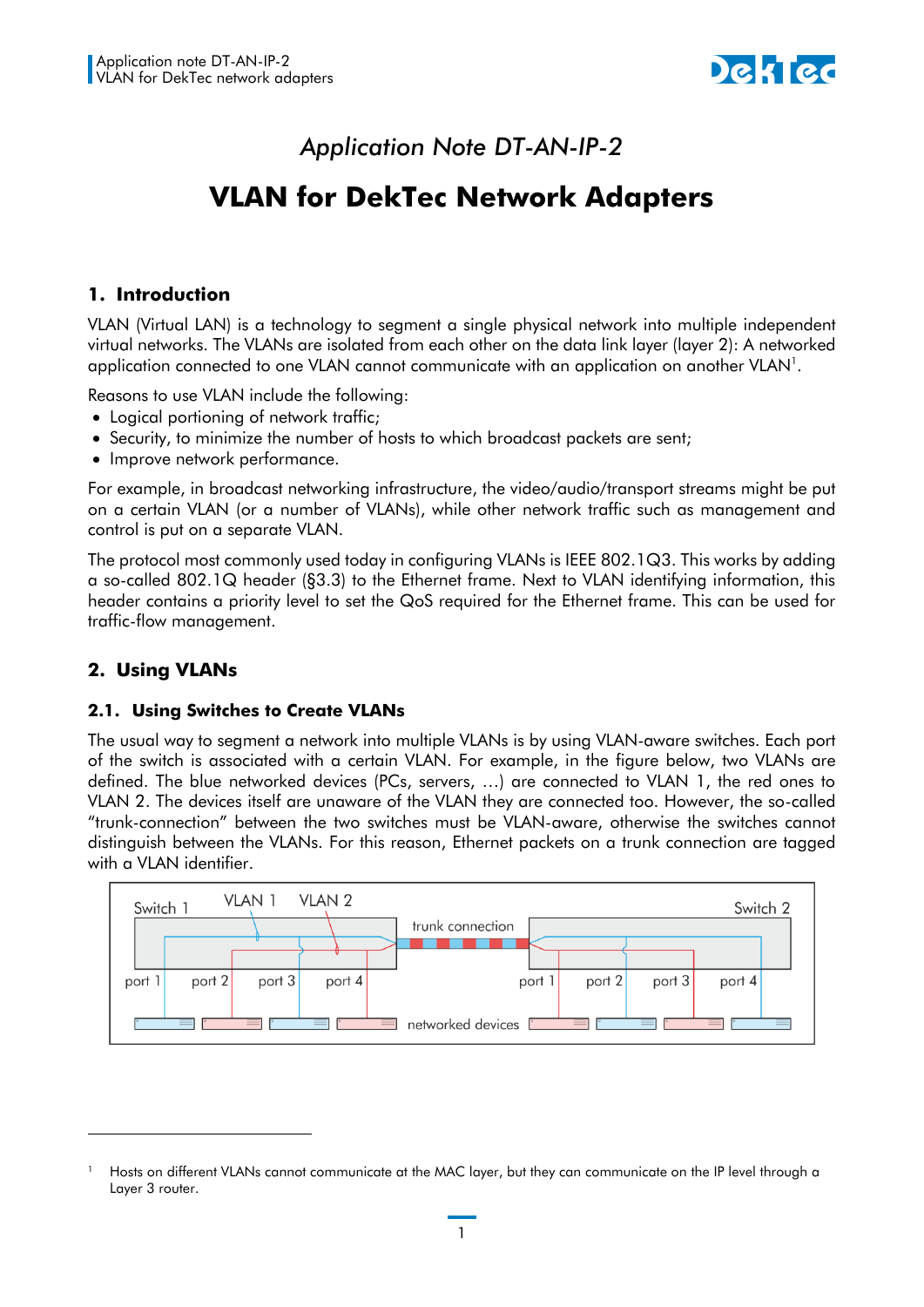# Application Note DT-AN-IP-2

# VLAN for DekTec Network Adapters

## 1. Introduction

VLAN (Virtual LAN) is a technology to segment a single physical network into multiple independent virtual networks. The VLANs are isolated from each other on the data link layer (layer 2): A networked application connected to one VLAN cannot communicate with an application on another VLAN[1].

Reasons to use VLAN include the following:

- Logical portioning of network traffic;
- Security, to minimize the number of hosts to which broadcast packets are sent;
- Improve network performance.

For example, in broadcast networking infrastructure, the video/audio/transport streams might be put on a certain VLAN (or a number of VLANs), while other network traffic such as management and control is put on a separate VLAN.

The protocol most commonly used today in configuring VLANs is IEEE 802.1Q3. This works by adding a so-called 802.1Q header (§3.3) to the Ethernet frame. Next to VLAN identifying information, this header contains a priority level to set the QoS required for the Ethernet frame. This can be used for traffic-flow management.

## 2. Using VLANs

### 2.1. Using Switches to Create VLANs

The usual way to segment a network into multiple VLANs is by using VLAN-aware switches. Each port of the switch is associated with a certain VLAN. For example, in the figure below, two VLANs are defined. The blue networked devices (PCs, servers, …) are connected to VLAN 1, the red ones to VLAN 2. The devices itself are unaware of the VLAN they are connected too. However, the so-called "trunk-connection" between the two switches must be VLAN-aware, otherwise the switches cannot distinguish between the VLANs. For this reason, Ethernet packets on a trunk connection are tagged with a VLAN identifier.

[1] Hosts on different VLANs cannot communicate at the MAC layer, but they can communicate on the IP level through a Layer 3 router.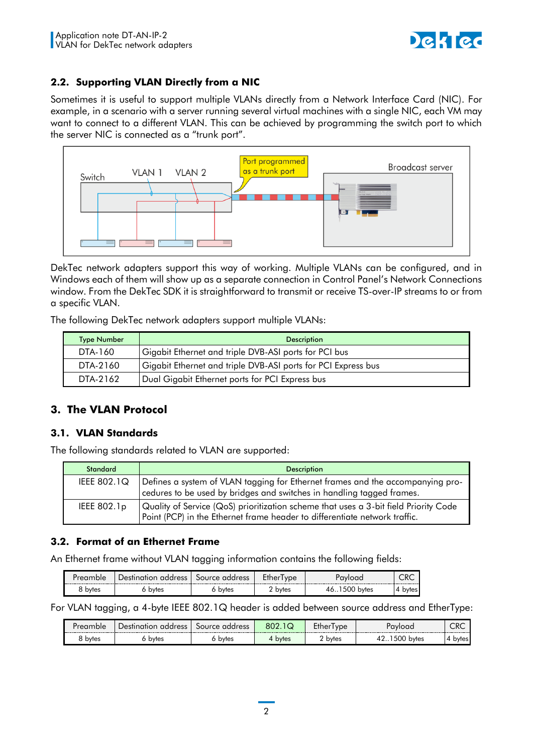## 2.2. Supporting VLAN Directly from a NIC

Sometimes it is useful to support multiple VLANs directly from a Network Interface Card (NIC). For example, in a scenario with a server running several virtual machines with a single NIC, each VM may want to connect to a different VLAN. This can be achieved by programming the switch port to which the server NIC is connected as a "trunk port".

DekTec network adapters support this way of working. Multiple VLANs can be configured, and in Windows each of them will show up as a separate connection in Control Panel's Network Connections window. From the DekTec SDK it is straightforward to transmit or receive TS-over-IP streams to or from a specific VLAN.

The following DekTec network adapters support multiple VLANs:

| Type Number | Description |
|---|---|
| DTA-160 | Gigabit Ethernet and triple DVB-ASI ports for PCI bus |
| DTA-2160 | Gigabit Ethernet and triple DVB-ASI ports for PCI Express bus |
| DTA-2162 | Dual Gigabit Ethernet ports for PCI Express bus |

# 3. The VLAN Protocol

## 3.1. VLAN Standards

The following standards related to VLAN are supported:

| Standard | Description |
|---|---|
| IEEE 802.1Q | Defines a system of VLAN tagging for Ethernet frames and the accompanying procedures to be used by bridges and switches in handling tagged frames. |
| IEEE 802.1p | Quality of Service (QoS) prioritization scheme that uses a 3-bit field Priority Code Point (PCP) in the Ethernet frame header to differentiate network traffic. |

## 3.2. Format of an Ethernet Frame

An Ethernet frame without VLAN tagging information contains the following fields:

| Preamble | Destination address | Source address | EtherType | Payload | CRC |
|---|---|---|---|---|---|
| 8 bytes | 6 bytes | 6 bytes | 2 bytes | 46..1500 bytes | 4 bytes |

For VLAN tagging, a 4-byte IEEE 802.1Q header is added between source address and EtherType:

| Preamble | Destination address | Source address | 802.1Q | EtherType | Payload | CRC |
|---|---|---|---|---|---|---|
| 8 bytes | 6 bytes | 6 bytes | 4 bytes | 2 bytes | 42..1500 bytes | 4 bytes |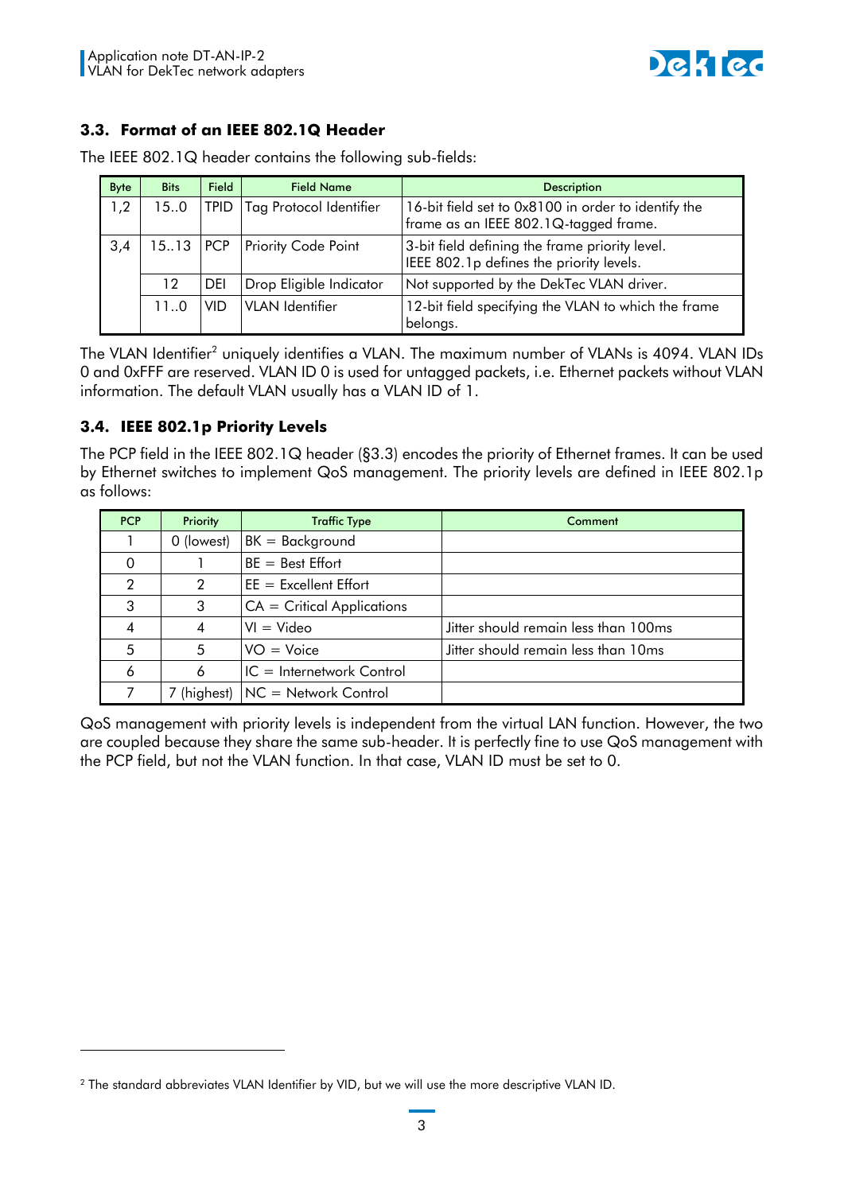## 3.3. Format of an IEEE 802.1Q Header

The IEEE 802.1Q header contains the following sub-fields:

| Byte | Bits | Field | Field Name | Description |
|---|---|---|---|---|
| 1,2 | 15..0 | TPID | Tag Protocol Identifier | 16-bit field set to 0x8100 in order to identify the frame as an IEEE 802.1Q-tagged frame. |
| 3,4 | 15..13 | PCP | Priority Code Point | 3-bit field defining the frame priority level. IEEE 802.1p defines the priority levels. |
| | 12 | DEI | Drop Eligible Indicator | Not supported by the DekTec VLAN driver. |
| | 11..0 | VID | VLAN Identifier | 12-bit field specifying the VLAN to which the frame belongs. |

The VLAN Identifier[2] uniquely identifies a VLAN. The maximum number of VLANs is 4094. VLAN IDs 0 and 0xFFF are reserved. VLAN ID 0 is used for untagged packets, i.e. Ethernet packets without VLAN information. The default VLAN usually has a VLAN ID of 1.

## 3.4. IEEE 802.1p Priority Levels

The PCP field in the IEEE 802.1Q header (§3.3) encodes the priority of Ethernet frames. It can be used by Ethernet switches to implement QoS management. The priority levels are defined in IEEE 802.1p as follows:

| PCP | Priority | Traffic Type | Comment |
|---|---|---|---|
| 1 | 0 (lowest) | BK = Background | |
| 0 | 1 | BE = Best Effort | |
| 2 | 2 | EE = Excellent Effort | |
| 3 | 3 | CA = Critical Applications | |
| 4 | 4 | VI = Video | Jitter should remain less than 100ms |
| 5 | 5 | VO = Voice | Jitter should remain less than 10ms |
| 6 | 6 | IC = Internetwork Control | |
| 7 | 7 (highest) | NC = Network Control | |

QoS management with priority levels is independent from the virtual LAN function. However, the two are coupled because they share the same sub-header. It is perfectly fine to use QoS management with the PCP field, but not the VLAN function. In that case, VLAN ID must be set to 0.

[2] The standard abbreviates VLAN Identifier by VID, but we will use the more descriptive VLAN ID.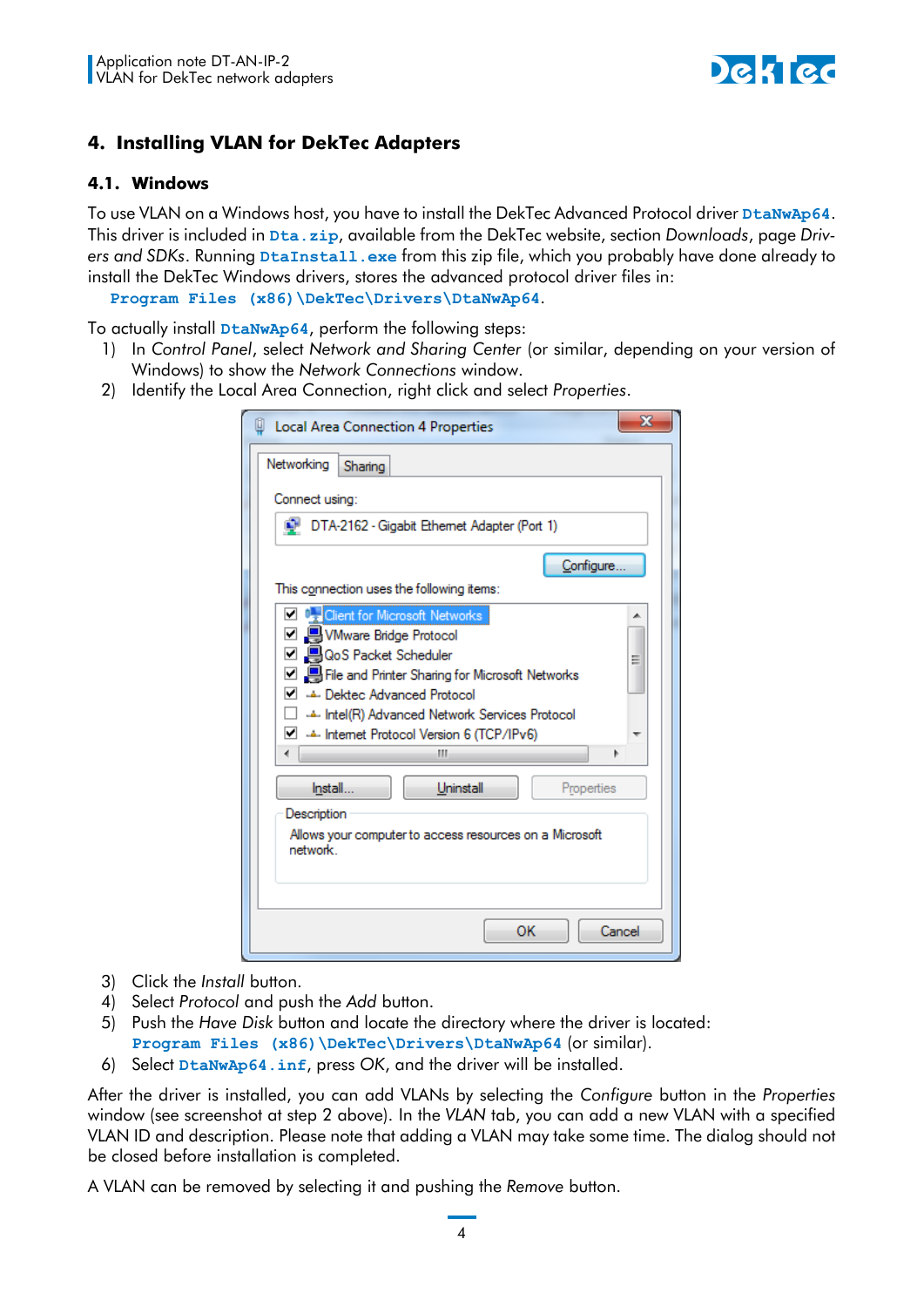## 4. Installing VLAN for DekTec Adapters

### 4.1. Windows

To use VLAN on a Windows host, you have to install the DekTec Advanced Protocol driver `DtaNwAp64`. This driver is included in `Dta.zip`, available from the DekTec website, section *Downloads*, page *Drivers and SDKs*. Running `DtaInstall.exe` from this zip file, which you probably have done already to install the DekTec Windows drivers, stores the advanced protocol driver files in:

`Program Files (x86)\DekTec\Drivers\DtaNwAp64`.

To actually install `DtaNwAp64`, perform the following steps:

1) In *Control Panel*, select *Network and Sharing Center* (or similar, depending on your version of Windows) to show the *Network Connections* window.
2) Identify the Local Area Connection, right click and select *Properties*.
3) Click the *Install* button.
4) Select *Protocol* and push the *Add* button.
5) Push the *Have Disk* button and locate the directory where the driver is located: `Program Files (x86)\DekTec\Drivers\DtaNwAp64` (or similar).
6) Select `DtaNwAp64.inf`, press *OK*, and the driver will be installed.

After the driver is installed, you can add VLANs by selecting the *Configure* button in the *Properties* window (see screenshot at step 2 above). In the *VLAN* tab, you can add a new VLAN with a specified VLAN ID and description. Please note that adding a VLAN may take some time. The dialog should not be closed before installation is completed.

A VLAN can be removed by selecting it and pushing the *Remove* button.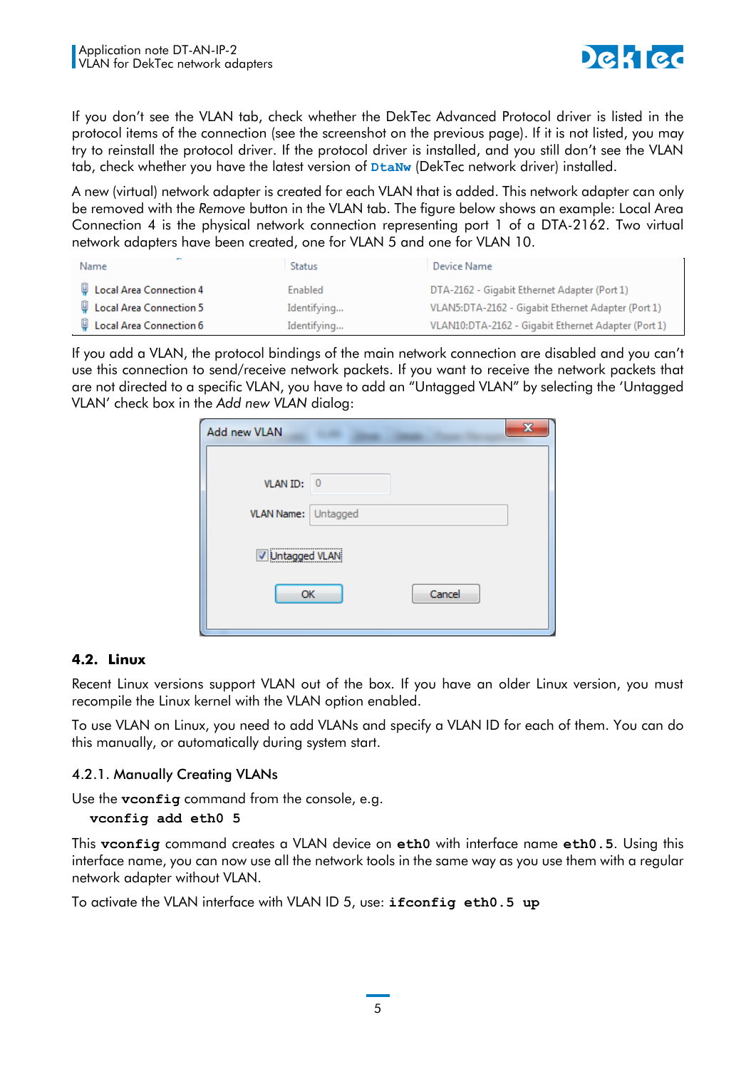If you don't see the VLAN tab, check whether the DekTec Advanced Protocol driver is listed in the protocol items of the connection (see the screenshot on the previous page). If it is not listed, you may try to reinstall the protocol driver. If the protocol driver is installed, and you still don't see the VLAN tab, check whether you have the latest version of **DtaNw** (DekTec network driver) installed.

A new (virtual) network adapter is created for each VLAN that is added. This network adapter can only be removed with the *Remove* button in the VLAN tab. The figure below shows an example: Local Area Connection 4 is the physical network connection representing port 1 of a DTA-2162. Two virtual network adapters have been created, one for VLAN 5 and one for VLAN 10.

| Name | Status | Device Name |
|---|---|---|
| Local Area Connection 4 | Enabled | DTA-2162 - Gigabit Ethernet Adapter (Port 1) |
| Local Area Connection 5 | Identifying... | VLAN5:DTA-2162 - Gigabit Ethernet Adapter (Port 1) |
| Local Area Connection 6 | Identifying... | VLAN10:DTA-2162 - Gigabit Ethernet Adapter (Port 1) |

If you add a VLAN, the protocol bindings of the main network connection are disabled and you can't use this connection to send/receive network packets. If you want to receive the network packets that are not directed to a specific VLAN, you have to add an "Untagged VLAN" by selecting the 'Untagged VLAN' check box in the *Add new VLAN* dialog:

Add new VLAN

VLAN ID: 0

VLAN Name: Untagged

☑ Untagged VLAN

OK Cancel

## 4.2. Linux

Recent Linux versions support VLAN out of the box. If you have an older Linux version, you must recompile the Linux kernel with the VLAN option enabled.

To use VLAN on Linux, you need to add VLANs and specify a VLAN ID for each of them. You can do this manually, or automatically during system start.

### 4.2.1. Manually Creating VLANs

Use the **vconfig** command from the console, e.g.

```
vconfig add eth0 5
```

This **vconfig** command creates a VLAN device on **eth0** with interface name **eth0.5**. Using this interface name, you can now use all the network tools in the same way as you use them with a regular network adapter without VLAN.

To activate the VLAN interface with VLAN ID 5, use: **ifconfig eth0.5 up**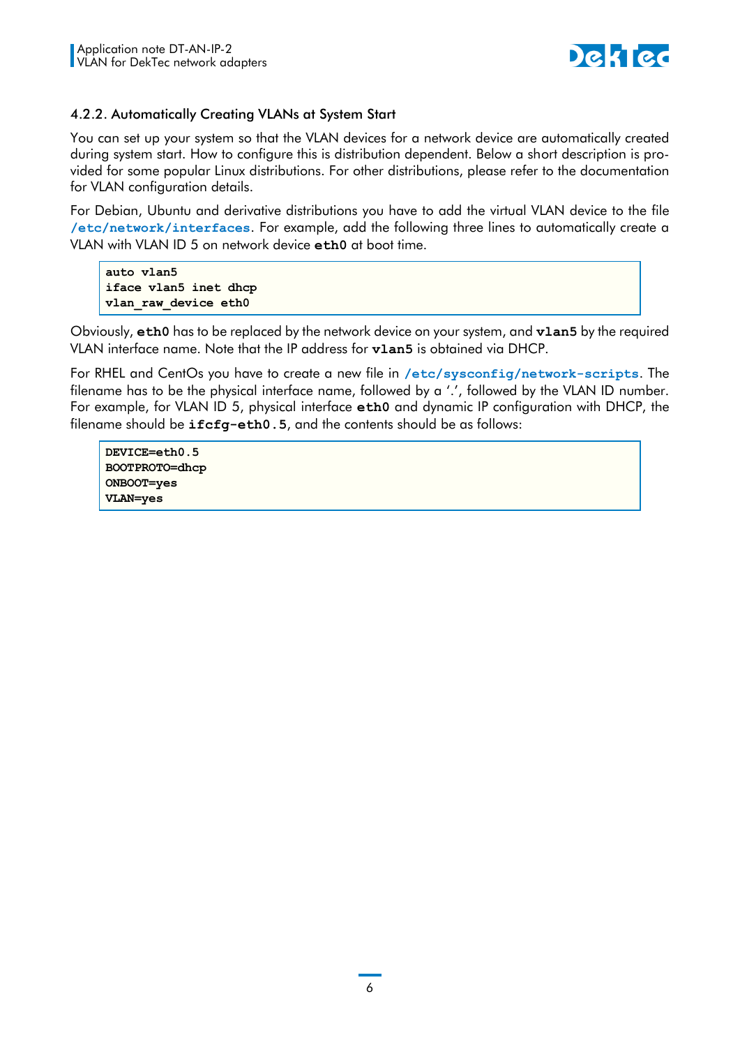### 4.2.2. Automatically Creating VLANs at System Start

You can set up your system so that the VLAN devices for a network device are automatically created during system start. How to configure this is distribution dependent. Below a short description is provided for some popular Linux distributions. For other distributions, please refer to the documentation for VLAN configuration details.

For Debian, Ubuntu and derivative distributions you have to add the virtual VLAN device to the file `/etc/network/interfaces`. For example, add the following three lines to automatically create a VLAN with VLAN ID 5 on network device **eth0** at boot time.

```
auto vlan5
iface vlan5 inet dhcp
vlan_raw_device eth0
```

Obviously, **eth0** has to be replaced by the network device on your system, and **vlan5** by the required VLAN interface name. Note that the IP address for **vlan5** is obtained via DHCP.

For RHEL and CentOs you have to create a new file in `/etc/sysconfig/network-scripts`. The filename has to be the physical interface name, followed by a '.', followed by the VLAN ID number. For example, for VLAN ID 5, physical interface **eth0** and dynamic IP configuration with DHCP, the filename should be **ifcfg-eth0.5**, and the contents should be as follows:

```
DEVICE=eth0.5
BOOTPROTO=dhcp
ONBOOT=yes
VLAN=yes
```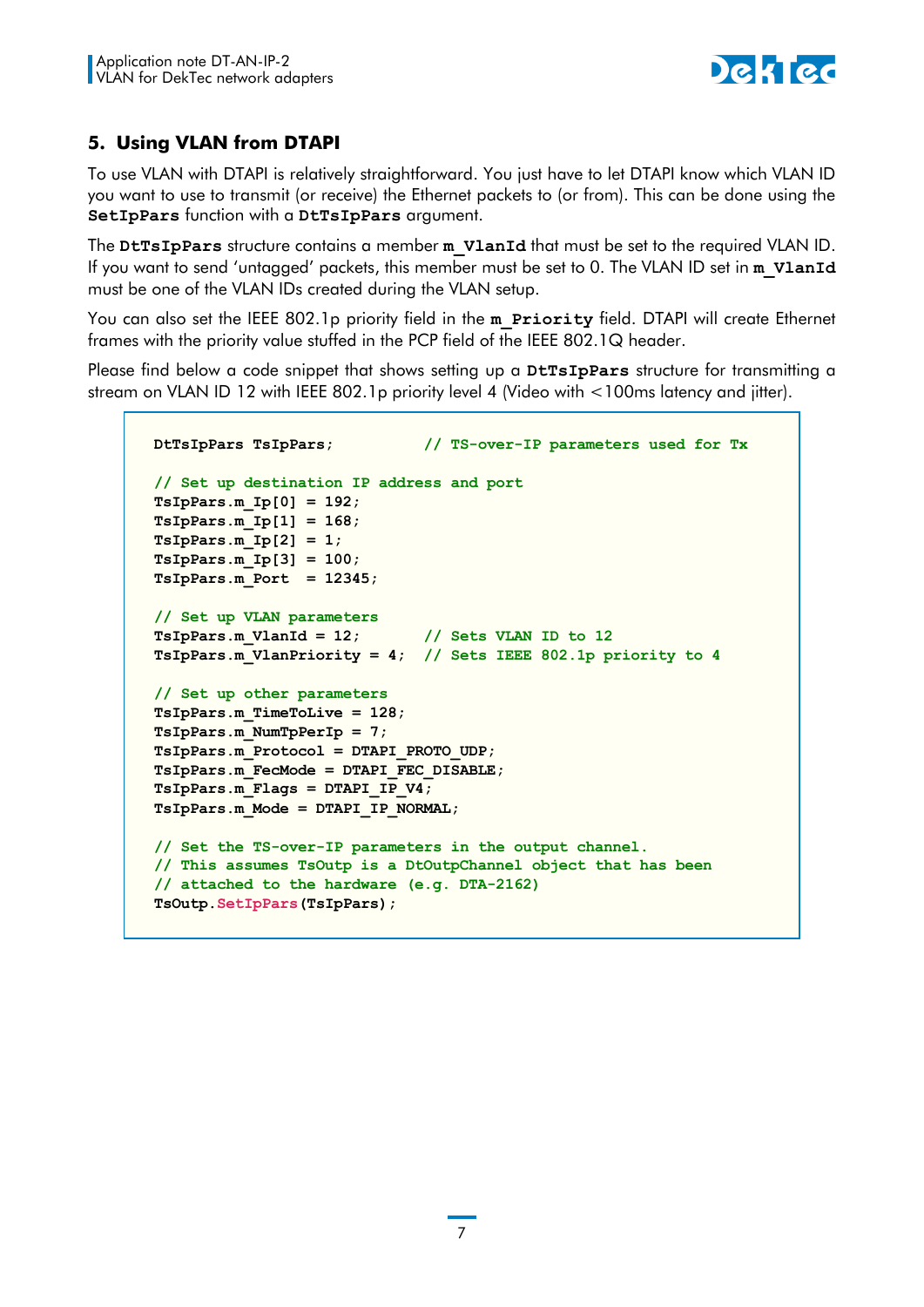## 5. Using VLAN from DTAPI

To use VLAN with DTAPI is relatively straightforward. You just have to let DTAPI know which VLAN ID you want to use to transmit (or receive) the Ethernet packets to (or from). This can be done using the **SetIpPars** function with a **DtTsIpPars** argument.

The **DtTsIpPars** structure contains a member **m_VlanId** that must be set to the required VLAN ID. If you want to send 'untagged' packets, this member must be set to 0. The VLAN ID set in **m_VlanId** must be one of the VLAN IDs created during the VLAN setup.

You can also set the IEEE 802.1p priority field in the **m_Priority** field. DTAPI will create Ethernet frames with the priority value stuffed in the PCP field of the IEEE 802.1Q header.

Please find below a code snippet that shows setting up a **DtTsIpPars** structure for transmitting a stream on VLAN ID 12 with IEEE 802.1p priority level 4 (Video with <100ms latency and jitter).

```
DtTsIpPars TsIpPars;          // TS-over-IP parameters used for Tx

// Set up destination IP address and port
TsIpPars.m_Ip[0] = 192;
TsIpPars.m_Ip[1] = 168;
TsIpPars.m_Ip[2] = 1;
TsIpPars.m_Ip[3] = 100;
TsIpPars.m_Port  = 12345;

// Set up VLAN parameters
TsIpPars.m_VlanId = 12;       // Sets VLAN ID to 12
TsIpPars.m_VlanPriority = 4;  // Sets IEEE 802.1p priority to 4

// Set up other parameters
TsIpPars.m_TimeToLive = 128;
TsIpPars.m_NumTpPerIp = 7;
TsIpPars.m_Protocol = DTAPI_PROTO_UDP;
TsIpPars.m_FecMode = DTAPI_FEC_DISABLE;
TsIpPars.m_Flags = DTAPI_IP_V4;
TsIpPars.m_Mode = DTAPI_IP_NORMAL;

// Set the TS-over-IP parameters in the output channel.
// This assumes TsOutp is a DtOutpChannel object that has been
// attached to the hardware (e.g. DTA-2162)
TsOutp.SetIpPars(TsIpPars);
```